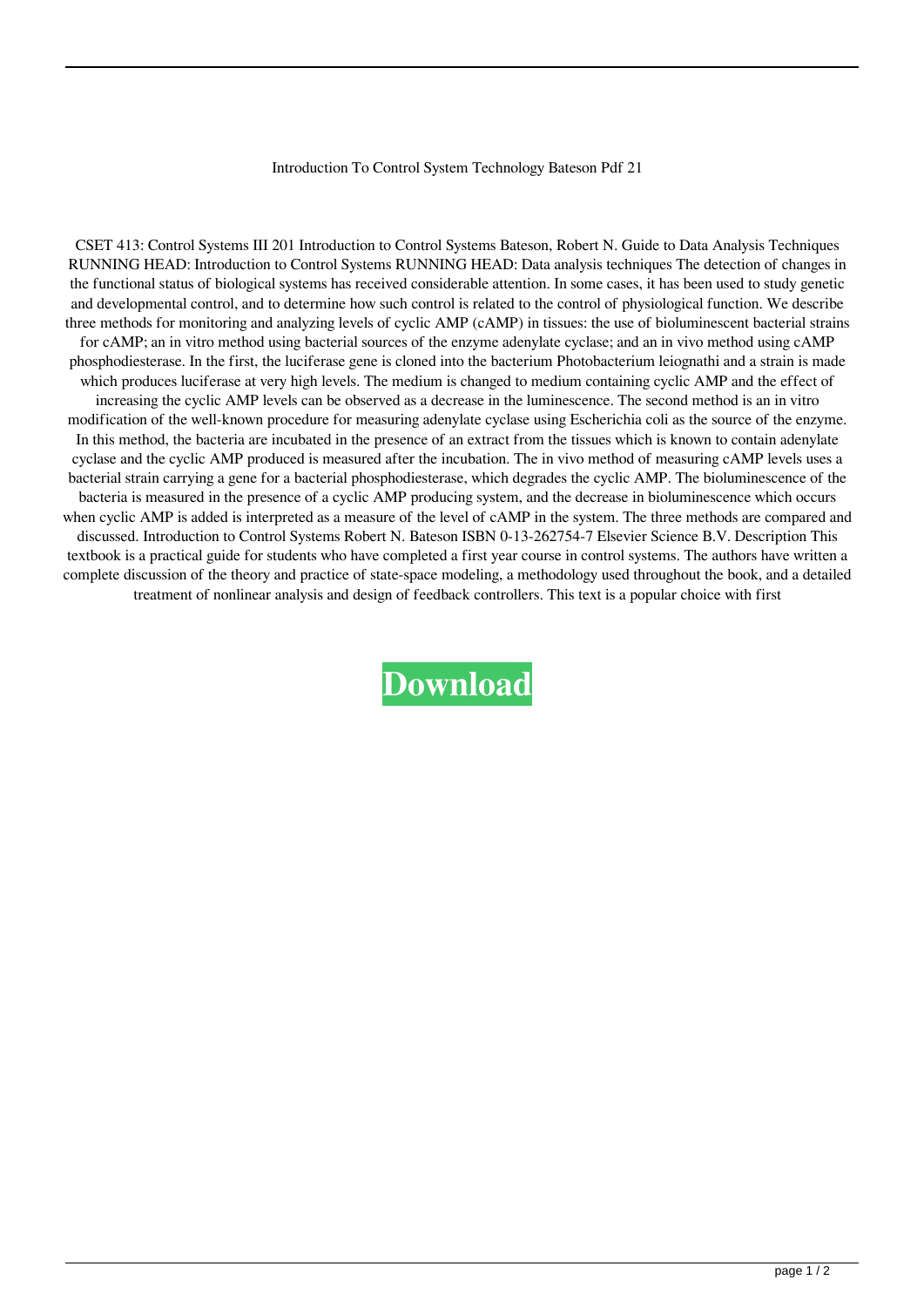Introduction To Control System Technology Bateson Pdf 21

CSET 413: Control Systems III 201 Introduction to Control Systems Bateson, Robert N. Guide to Data Analysis Techniques RUNNING HEAD: Introduction to Control Systems RUNNING HEAD: Data analysis techniques The detection of changes in the functional status of biological systems has received considerable attention. In some cases, it has been used to study genetic and developmental control, and to determine how such control is related to the control of physiological function. We describe three methods for monitoring and analyzing levels of cyclic AMP (cAMP) in tissues: the use of bioluminescent bacterial strains for cAMP; an in vitro method using bacterial sources of the enzyme adenylate cyclase; and an in vivo method using cAMP phosphodiesterase. In the first, the luciferase gene is cloned into the bacterium Photobacterium leiognathi and a strain is made which produces luciferase at very high levels. The medium is changed to medium containing cyclic AMP and the effect of increasing the cyclic AMP levels can be observed as a decrease in the luminescence. The second method is an in vitro modification of the well-known procedure for measuring adenylate cyclase using Escherichia coli as the source of the enzyme. In this method, the bacteria are incubated in the presence of an extract from the tissues which is known to contain adenylate cyclase and the cyclic AMP produced is measured after the incubation. The in vivo method of measuring cAMP levels uses a bacterial strain carrying a gene for a bacterial phosphodiesterase, which degrades the cyclic AMP. The bioluminescence of the bacteria is measured in the presence of a cyclic AMP producing system, and the decrease in bioluminescence which occurs when cyclic AMP is added is interpreted as a measure of the level of cAMP in the system. The three methods are compared and discussed. Introduction to Control Systems Robert N. Bateson ISBN 0-13-262754-7 Elsevier Science B.V. Description This textbook is a practical guide for students who have completed a first year course in control systems. The authors have written a complete discussion of the theory and practice of state-space modeling, a methodology used throughout the book, and a detailed treatment of nonlinear analysis and design of feedback controllers. This text is a popular choice with first

**Download**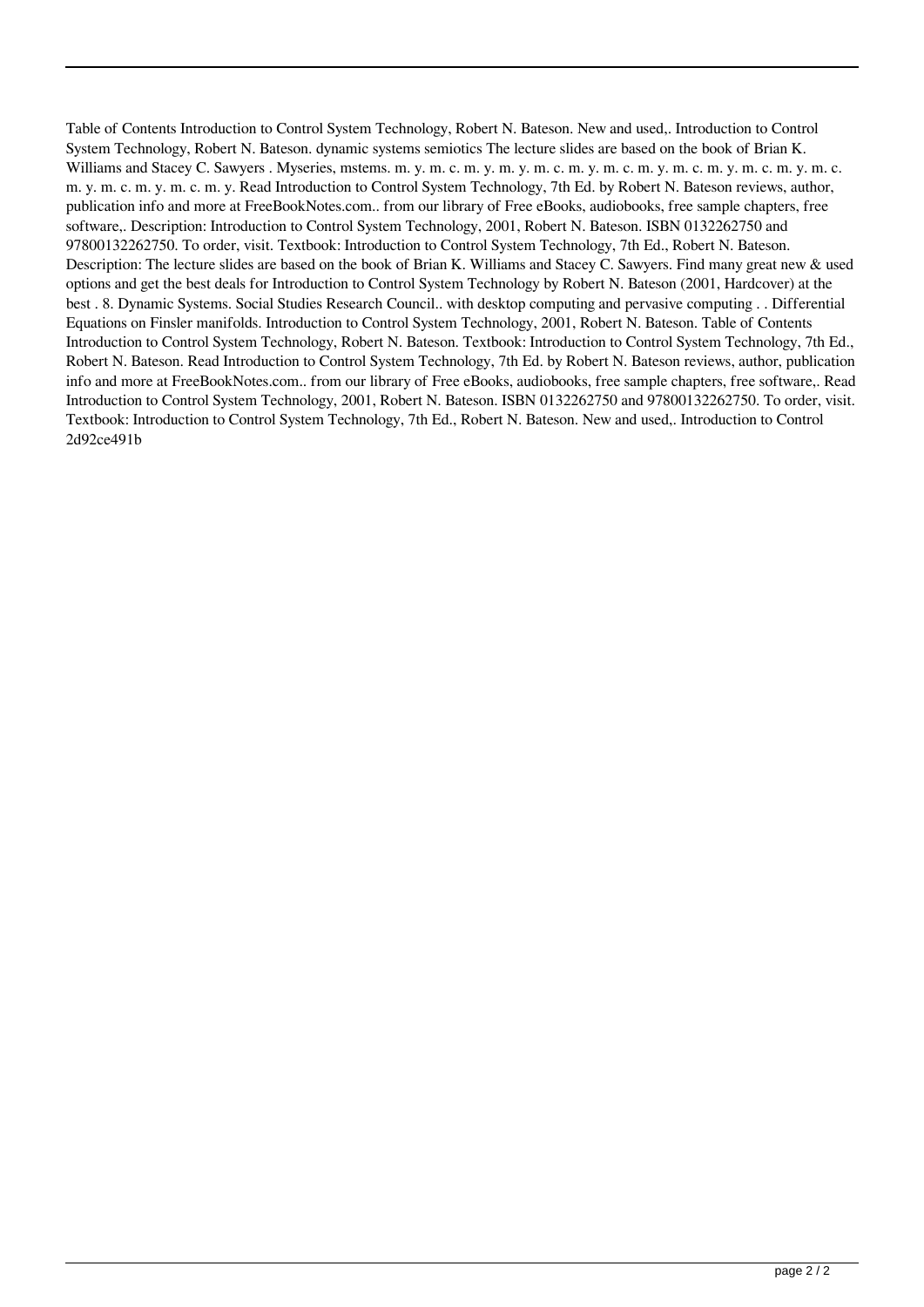Table of Contents Introduction to Control System Technology, Robert N. Bateson. New and used,. Introduction to Control System Technology, Robert N. Bateson. dynamic systems semiotics The lecture slides are based on the book of Brian K. Williams and Stacey C. Sawyers . Myseries, mstems. m. y. m. c. m. y. m. y. m. c. m. y. m. c. m. y. m. c. m. y. m. c. m. y. m. c. m. y. m. c. m. y. m. c. m. y. Read Introduction to Control System Technology, 7th Ed. by Robert N. Bateson reviews, author, publication info and more at FreeBookNotes.com.. from our library of Free eBooks, audiobooks, free sample chapters, free software,. Description: Introduction to Control System Technology, 2001, Robert N. Bateson. ISBN 0132262750 and 97800132262750. To order, visit. Textbook: Introduction to Control System Technology, 7th Ed., Robert N. Bateson. Description: The lecture slides are based on the book of Brian K. Williams and Stacey C. Sawyers. Find many great new & used options and get the best deals for Introduction to Control System Technology by Robert N. Bateson (2001, Hardcover) at the best . 8. Dynamic Systems. Social Studies Research Council.. with desktop computing and pervasive computing . . Differential Equations on Finsler manifolds. Introduction to Control System Technology, 2001, Robert N. Bateson. Table of Contents Introduction to Control System Technology, Robert N. Bateson. Textbook: Introduction to Control System Technology, 7th Ed., Robert N. Bateson. Read Introduction to Control System Technology, 7th Ed. by Robert N. Bateson reviews, author, publication info and more at FreeBookNotes.com.. from our library of Free eBooks, audiobooks, free sample chapters, free software,. Read Introduction to Control System Technology, 2001, Robert N. Bateson. ISBN 0132262750 and 97800132262750. To order, visit. Textbook: Introduction to Control System Technology, 7th Ed., Robert N. Bateson. New and used,. Introduction to Control 2d92ce491b